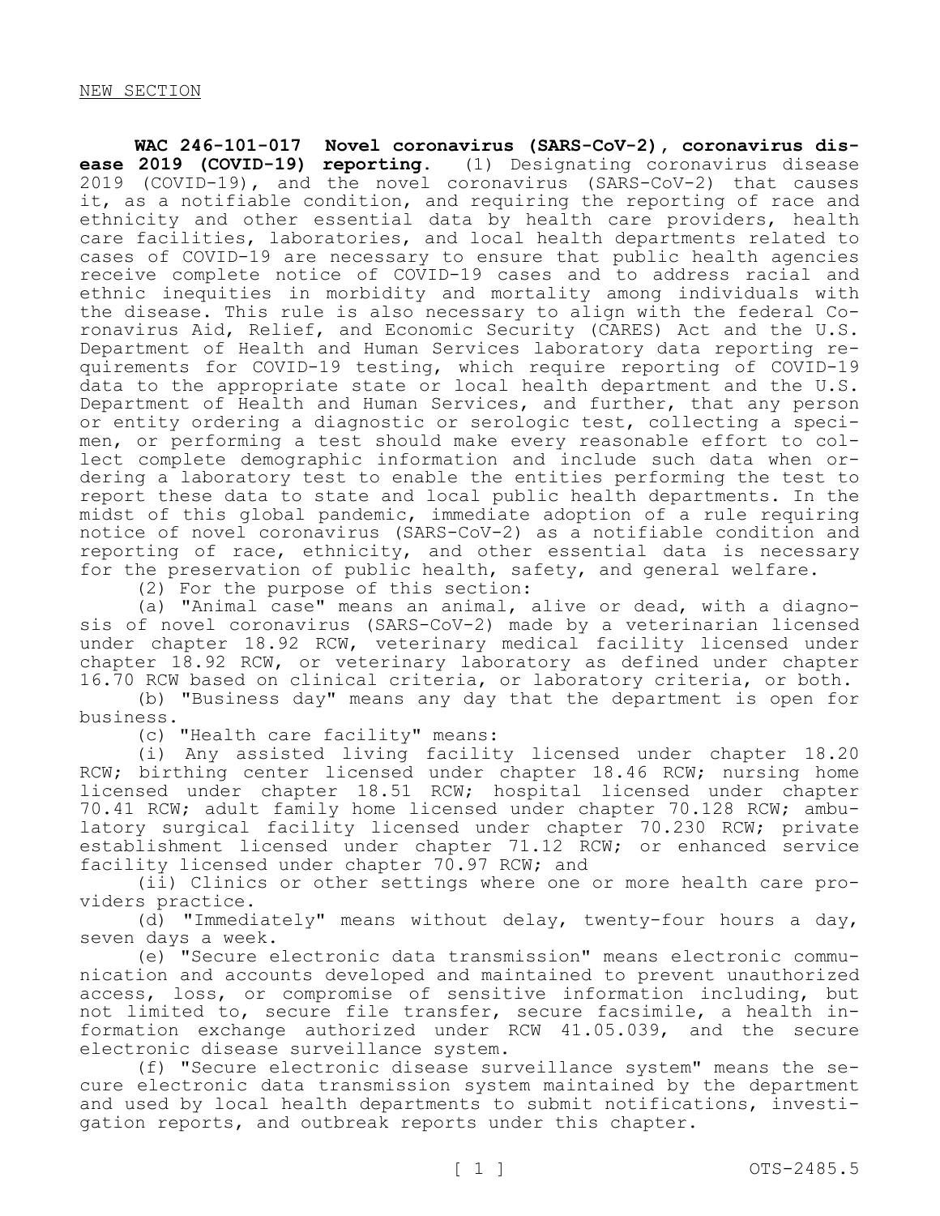NEW SECTION

**WAC 246-101-017 Novel coronavirus (SARS-CoV-2), coronavirus disease 2019 (COVID-19) reporting.** (1) Designating coronavirus disease 2019 (COVID-19), and the novel coronavirus (SARS-CoV-2) that causes it, as a notifiable condition, and requiring the reporting of race and ethnicity and other essential data by health care providers, health care facilities, laboratories, and local health departments related to cases of COVID-19 are necessary to ensure that public health agencies receive complete notice of COVID-19 cases and to address racial and ethnic inequities in morbidity and mortality among individuals with the disease. This rule is also necessary to align with the federal Coronavirus Aid, Relief, and Economic Security (CARES) Act and the U.S. Department of Health and Human Services laboratory data reporting requirements for COVID-19 testing, which require reporting of COVID-19 data to the appropriate state or local health department and the U.S. Department of Health and Human Services, and further, that any person or entity ordering a diagnostic or serologic test, collecting a specimen, or performing a test should make every reasonable effort to collect complete demographic information and include such data when ordering a laboratory test to enable the entities performing the test to report these data to state and local public health departments. In the midst of this global pandemic, immediate adoption of a rule requiring notice of novel coronavirus (SARS-CoV-2) as a notifiable condition and reporting of race, ethnicity, and other essential data is necessary for the preservation of public health, safety, and general welfare.

(2) For the purpose of this section:

(a) "Animal case" means an animal, alive or dead, with a diagnosis of novel coronavirus (SARS-CoV-2) made by a veterinarian licensed under chapter 18.92 RCW, veterinary medical facility licensed under chapter 18.92 RCW, or veterinary laboratory as defined under chapter 16.70 RCW based on clinical criteria, or laboratory criteria, or both.

(b) "Business day" means any day that the department is open for business.

(c) "Health care facility" means:

(i) Any assisted living facility licensed under chapter 18.20 RCW; birthing center licensed under chapter 18.46 RCW; nursing home licensed under chapter 18.51 RCW; hospital licensed under chapter 70.41 RCW; adult family home licensed under chapter 70.128 RCW; ambulatory surgical facility licensed under chapter 70.230 RCW; private establishment licensed under chapter 71.12 RCW; or enhanced service facility licensed under chapter 70.97 RCW; and

(ii) Clinics or other settings where one or more health care providers practice.

(d) "Immediately" means without delay, twenty-four hours a day, seven days a week.

(e) "Secure electronic data transmission" means electronic communication and accounts developed and maintained to prevent unauthorized access, loss, or compromise of sensitive information including, but not limited to, secure file transfer, secure facsimile, a health information exchange authorized under RCW 41.05.039, and the secure electronic disease surveillance system.

(f) "Secure electronic disease surveillance system" means the secure electronic data transmission system maintained by the department and used by local health departments to submit notifications, investigation reports, and outbreak reports under this chapter.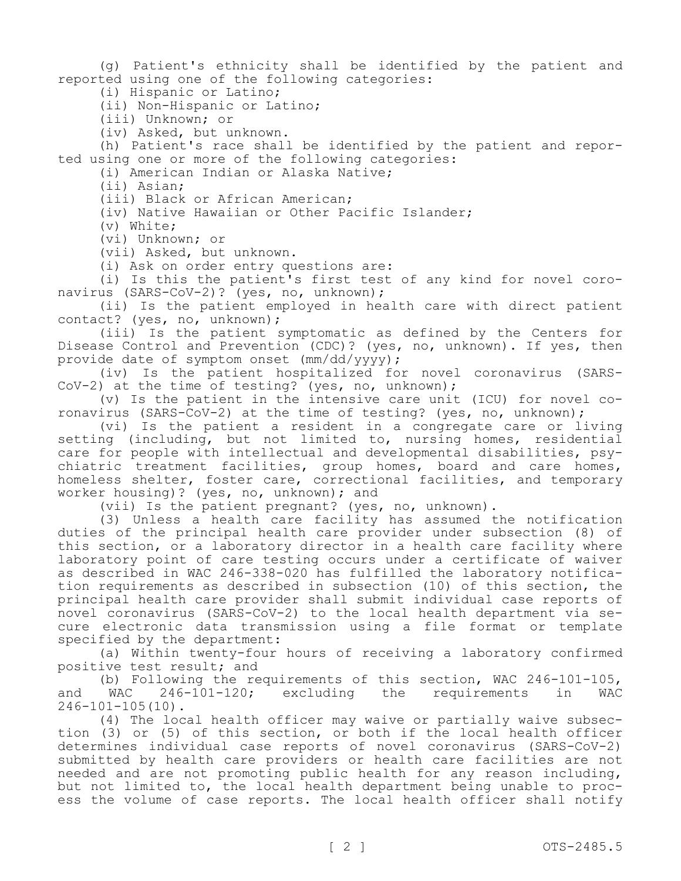(g) Patient's ethnicity shall be identified by the patient and reported using one of the following categories:

(i) Hispanic or Latino;

(ii) Non-Hispanic or Latino;

(iii) Unknown; or

(iv) Asked, but unknown.

(h) Patient's race shall be identified by the patient and reported using one or more of the following categories:

(i) American Indian or Alaska Native;

(ii) Asian;

(iii) Black or African American;

(iv) Native Hawaiian or Other Pacific Islander;

(v) White;

(vi) Unknown; or

(vii) Asked, but unknown.

(i) Ask on order entry questions are:

(i) Is this the patient's first test of any kind for novel coronavirus (SARS-CoV-2)? (yes, no, unknown);

(ii) Is the patient employed in health care with direct patient contact? (yes, no, unknown);

(iii) Is the patient symptomatic as defined by the Centers for Disease Control and Prevention (CDC)? (yes, no, unknown). If yes, then provide date of symptom onset (mm/dd/yyyy);

(iv) Is the patient hospitalized for novel coronavirus (SARS-CoV-2) at the time of testing? (yes, no, unknown);

(v) Is the patient in the intensive care unit (ICU) for novel coronavirus (SARS-CoV-2) at the time of testing? (yes, no, unknown);

(vi) Is the patient a resident in a congregate care or living setting (including, but not limited to, nursing homes, residential care for people with intellectual and developmental disabilities, psychiatric treatment facilities, group homes, board and care homes, homeless shelter, foster care, correctional facilities, and temporary worker housing)? (yes, no, unknown); and

(vii) Is the patient pregnant? (yes, no, unknown).

(3) Unless a health care facility has assumed the notification duties of the principal health care provider under subsection (8) of this section, or a laboratory director in a health care facility where laboratory point of care testing occurs under a certificate of waiver as described in WAC 246-338-020 has fulfilled the laboratory notification requirements as described in subsection (10) of this section, the principal health care provider shall submit individual case reports of novel coronavirus (SARS-CoV-2) to the local health department via secure electronic data transmission using a file format or template specified by the department:

(a) Within twenty-four hours of receiving a laboratory confirmed positive test result; and

(b) Following the requirements of this section, WAC 246-101-105, and WAC 246-101-120; excluding the requirements in WAC 246-101-105(10).

(4) The local health officer may waive or partially waive subsection (3) or (5) of this section, or both if the local health officer determines individual case reports of novel coronavirus (SARS-CoV-2) submitted by health care providers or health care facilities are not needed and are not promoting public health for any reason including, but not limited to, the local health department being unable to process the volume of case reports. The local health officer shall notify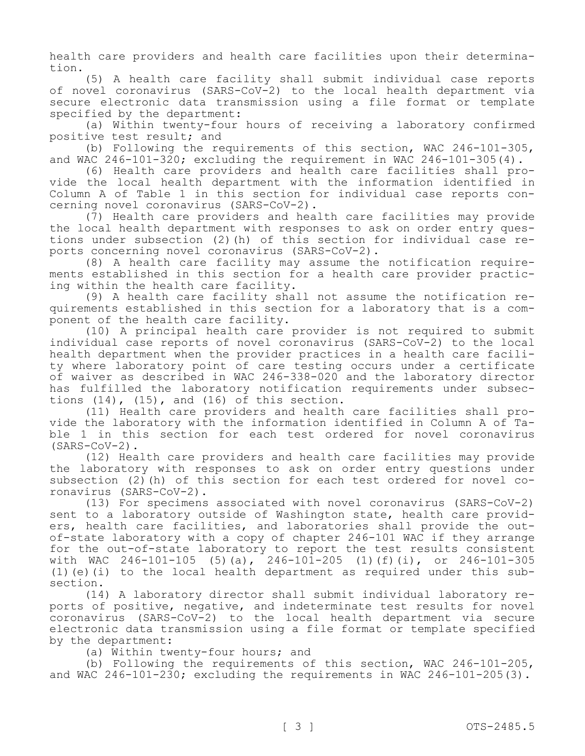health care providers and health care facilities upon their determination.

(5) A health care facility shall submit individual case reports of novel coronavirus (SARS-CoV-2) to the local health department via secure electronic data transmission using a file format or template specified by the department:

(a) Within twenty-four hours of receiving a laboratory confirmed positive test result; and

(b) Following the requirements of this section, WAC 246-101-305, and WAC 246-101-320; excluding the requirement in WAC 246-101-305(4).

(6) Health care providers and health care facilities shall provide the local health department with the information identified in Column A of Table 1 in this section for individual case reports concerning novel coronavirus (SARS-CoV-2).

(7) Health care providers and health care facilities may provide the local health department with responses to ask on order entry questions under subsection (2)(h) of this section for individual case reports concerning novel coronavirus (SARS-CoV-2).

(8) A health care facility may assume the notification requirements established in this section for a health care provider practicing within the health care facility.

(9) A health care facility shall not assume the notification requirements established in this section for a laboratory that is a component of the health care facility.

(10) A principal health care provider is not required to submit individual case reports of novel coronavirus (SARS-CoV-2) to the local health department when the provider practices in a health care facility where laboratory point of care testing occurs under a certificate of waiver as described in WAC 246-338-020 and the laboratory director has fulfilled the laboratory notification requirements under subsections (14), (15), and (16) of this section.

(11) Health care providers and health care facilities shall provide the laboratory with the information identified in Column A of Table 1 in this section for each test ordered for novel coronavirus (SARS-CoV-2).

(12) Health care providers and health care facilities may provide the laboratory with responses to ask on order entry questions under subsection (2)(h) of this section for each test ordered for novel coronavirus (SARS-CoV-2).

(13) For specimens associated with novel coronavirus (SARS-CoV-2) sent to a laboratory outside of Washington state, health care providers, health care facilities, and laboratories shall provide the out-of-state laboratory with a copy of chapter 246-101 WAC if they arrange for the out-of-state laboratory to report the test results consistent with WAC 246-101-105 (5)(a), 246-101-205 (1)(f)(i), or 246-101-305 (1)(e)(i) to the local health department as required under this subsection.

(14) A laboratory director shall submit individual laboratory reports of positive, negative, and indeterminate test results for novel coronavirus (SARS-CoV-2) to the local health department via secure electronic data transmission using a file format or template specified by the department:

(a) Within twenty-four hours; and

(b) Following the requirements of this section, WAC 246-101-205, and WAC 246-101-230; excluding the requirements in WAC 246-101-205(3).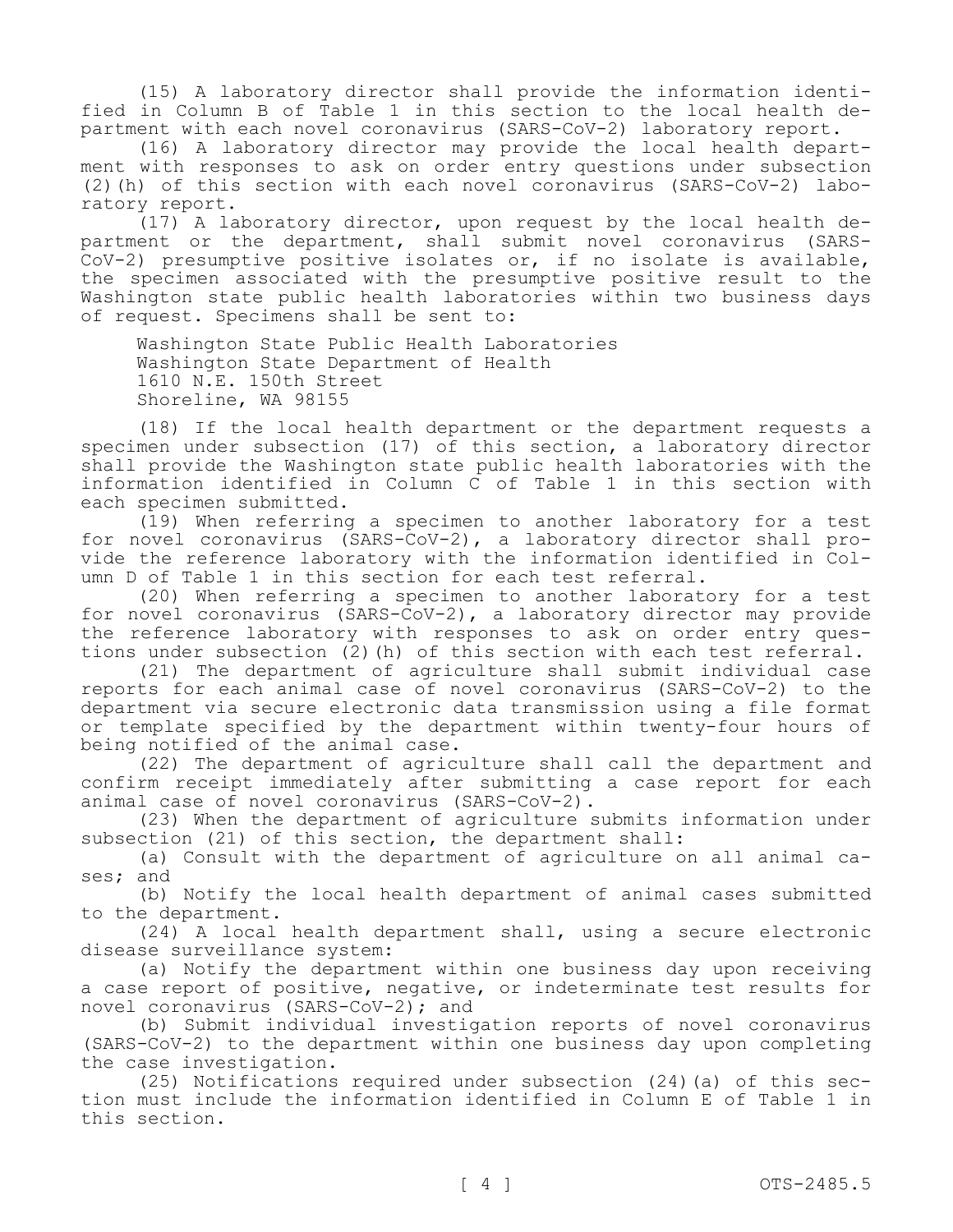(15) A laboratory director shall provide the information identified in Column B of Table 1 in this section to the local health department with each novel coronavirus (SARS-CoV-2) laboratory report.

(16) A laboratory director may provide the local health department with responses to ask on order entry questions under subsection (2)(h) of this section with each novel coronavirus (SARS-CoV-2) laboratory report.

(17) A laboratory director, upon request by the local health department or the department, shall submit novel coronavirus (SARS-CoV-2) presumptive positive isolates or, if no isolate is available, the specimen associated with the presumptive positive result to the Washington state public health laboratories within two business days of request. Specimens shall be sent to:

Washington State Public Health Laboratories
Washington State Department of Health
1610 N.E. 150th Street
Shoreline, WA 98155

(18) If the local health department or the department requests a specimen under subsection (17) of this section, a laboratory director shall provide the Washington state public health laboratories with the information identified in Column C of Table 1 in this section with each specimen submitted.

(19) When referring a specimen to another laboratory for a test for novel coronavirus (SARS-CoV-2), a laboratory director shall provide the reference laboratory with the information identified in Column D of Table 1 in this section for each test referral.

(20) When referring a specimen to another laboratory for a test for novel coronavirus (SARS-CoV-2), a laboratory director may provide the reference laboratory with responses to ask on order entry questions under subsection (2)(h) of this section with each test referral.

(21) The department of agriculture shall submit individual case reports for each animal case of novel coronavirus (SARS-CoV-2) to the department via secure electronic data transmission using a file format or template specified by the department within twenty-four hours of being notified of the animal case.

(22) The department of agriculture shall call the department and confirm receipt immediately after submitting a case report for each animal case of novel coronavirus (SARS-CoV-2).

(23) When the department of agriculture submits information under subsection (21) of this section, the department shall:

(a) Consult with the department of agriculture on all animal cases; and

(b) Notify the local health department of animal cases submitted to the department.

(24) A local health department shall, using a secure electronic disease surveillance system:

(a) Notify the department within one business day upon receiving a case report of positive, negative, or indeterminate test results for novel coronavirus (SARS-CoV-2); and

(b) Submit individual investigation reports of novel coronavirus (SARS-CoV-2) to the department within one business day upon completing the case investigation.

(25) Notifications required under subsection (24)(a) of this section must include the information identified in Column E of Table 1 in this section.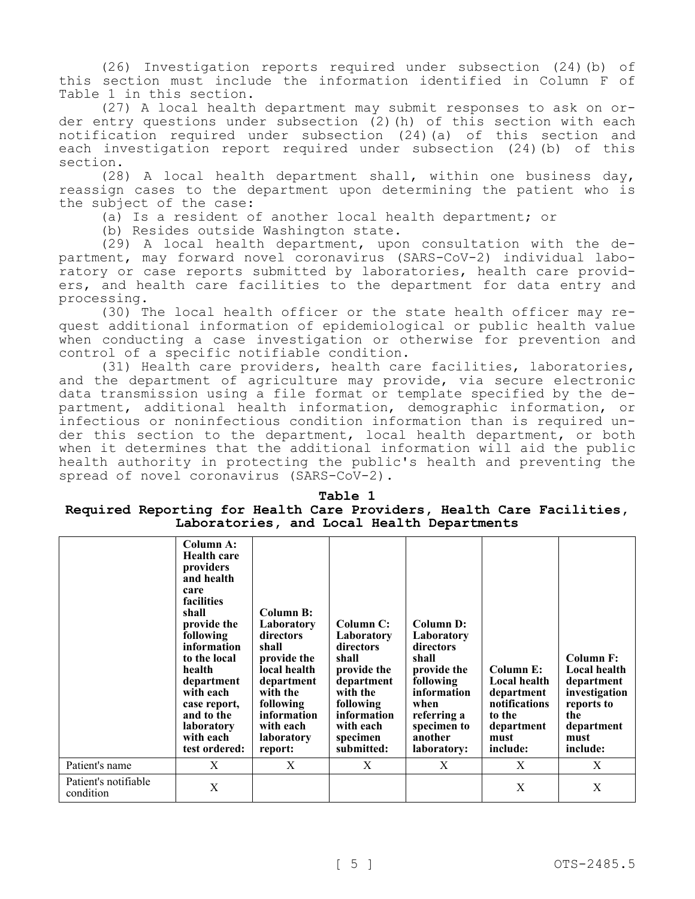(26) Investigation reports required under subsection (24)(b) of this section must include the information identified in Column F of Table 1 in this section.

(27) A local health department may submit responses to ask on order entry questions under subsection (2)(h) of this section with each notification required under subsection (24)(a) of this section and each investigation report required under subsection (24)(b) of this section.

(28) A local health department shall, within one business day, reassign cases to the department upon determining the patient who is the subject of the case:

(a) Is a resident of another local health department; or

(b) Resides outside Washington state.

(29) A local health department, upon consultation with the department, may forward novel coronavirus (SARS-CoV-2) individual laboratory or case reports submitted by laboratories, health care providers, and health care facilities to the department for data entry and processing.

(30) The local health officer or the state health officer may request additional information of epidemiological or public health value when conducting a case investigation or otherwise for prevention and control of a specific notifiable condition.

(31) Health care providers, health care facilities, laboratories, and the department of agriculture may provide, via secure electronic data transmission using a file format or template specified by the department, additional health information, demographic information, or infectious or noninfectious condition information than is required under this section to the department, local health department, or both when it determines that the additional information will aid the public health authority in protecting the public's health and preventing the spread of novel coronavirus (SARS-CoV-2).

**Table 1**
**Required Reporting for Health Care Providers, Health Care Facilities, Laboratories, and Local Health Departments**

| | Column A: Health care providers and health care facilities shall provide the following information to the local health department with each case report, and to the laboratory with each test ordered: | Column B: Laboratory directors shall provide the local health department with the following information with each laboratory report: | Column C: Laboratory directors shall provide the department with the following information with each specimen submitted: | Column D: Laboratory directors shall provide the following information when referring a specimen to another laboratory: | Column E: Local health department notifications to the department must include: | Column F: Local health department investigation reports to the department must include: |
|---|---|---|---|---|---|---|
| Patient's name | X | X | X | X | X | X |
| Patient's notifiable condition | X | | | | X | X |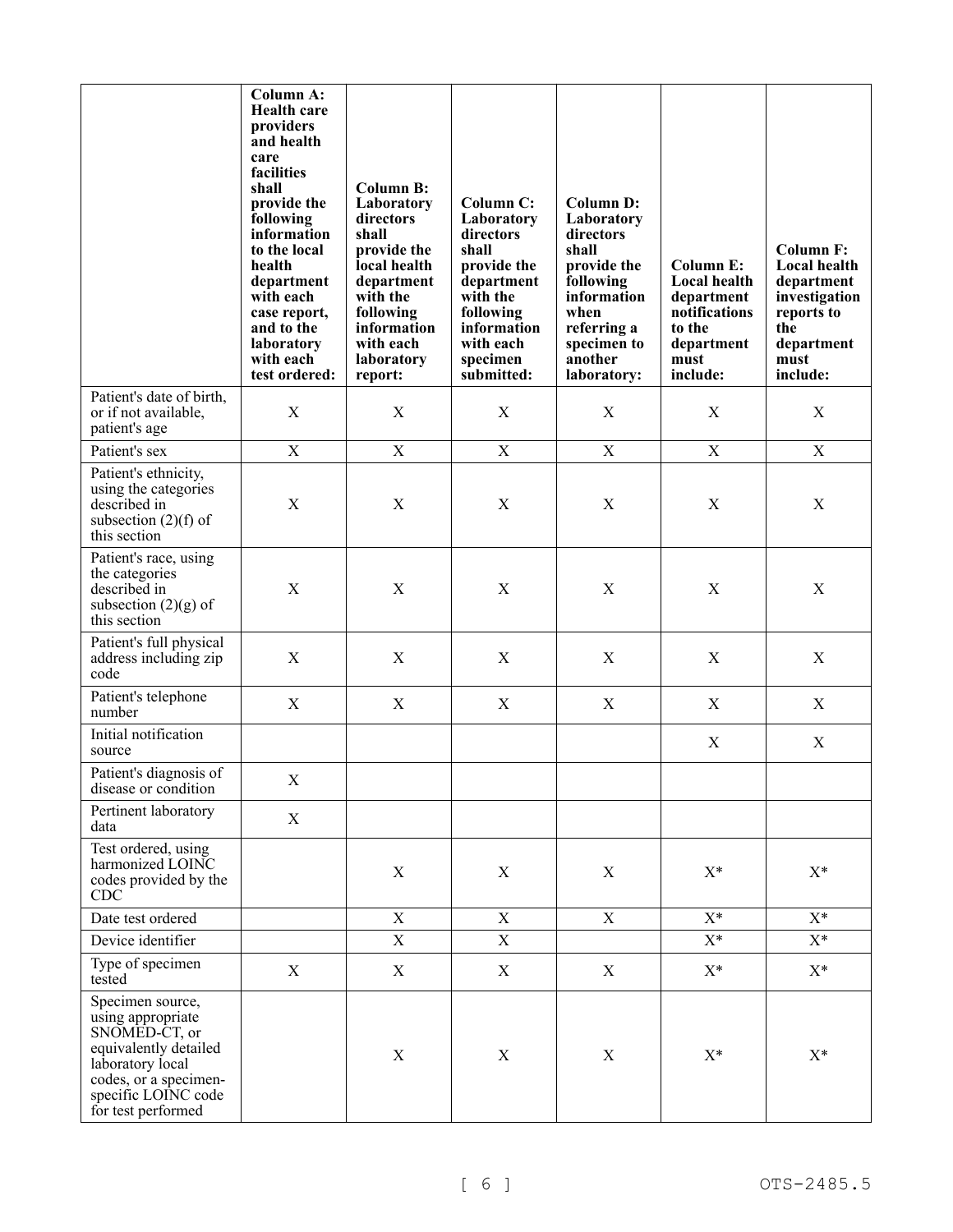| | Column A: Health care providers and health care facilities shall provide the following information to the local health department with each case report, and to the laboratory with each test ordered: | Column B: Laboratory directors shall provide the local health department with the following information with each laboratory report: | Column C: Laboratory directors shall provide the department with the following information with each specimen submitted: | Column D: Laboratory directors shall provide the following information when referring a specimen to another laboratory: | Column E: Local health department notifications to the department must include: | Column F: Local health department investigation reports to the department must include: |
|---|---|---|---|---|---|---|
| Patient's date of birth, or if not available, patient's age | X | X | X | X | X | X |
| Patient's sex | X | X | X | X | X | X |
| Patient's ethnicity, using the categories described in subsection (2)(f) of this section | X | X | X | X | X | X |
| Patient's race, using the categories described in subsection (2)(g) of this section | X | X | X | X | X | X |
| Patient's full physical address including zip code | X | X | X | X | X | X |
| Patient's telephone number | X | X | X | X | X | X |
| Initial notification source | | | | | X | X |
| Patient's diagnosis of disease or condition | X | | | | | |
| Pertinent laboratory data | X | | | | | |
| Test ordered, using harmonized LOINC codes provided by the CDC | | X | X | X | X* | X* |
| Date test ordered | | X | X | X | X* | X* |
| Device identifier | | X | X | | X* | X* |
| Type of specimen tested | X | X | X | X | X* | X* |
| Specimen source, using appropriate SNOMED-CT, or equivalently detailed laboratory local codes, or a specimen-specific LOINC code for test performed | | X | X | X | X* | X* |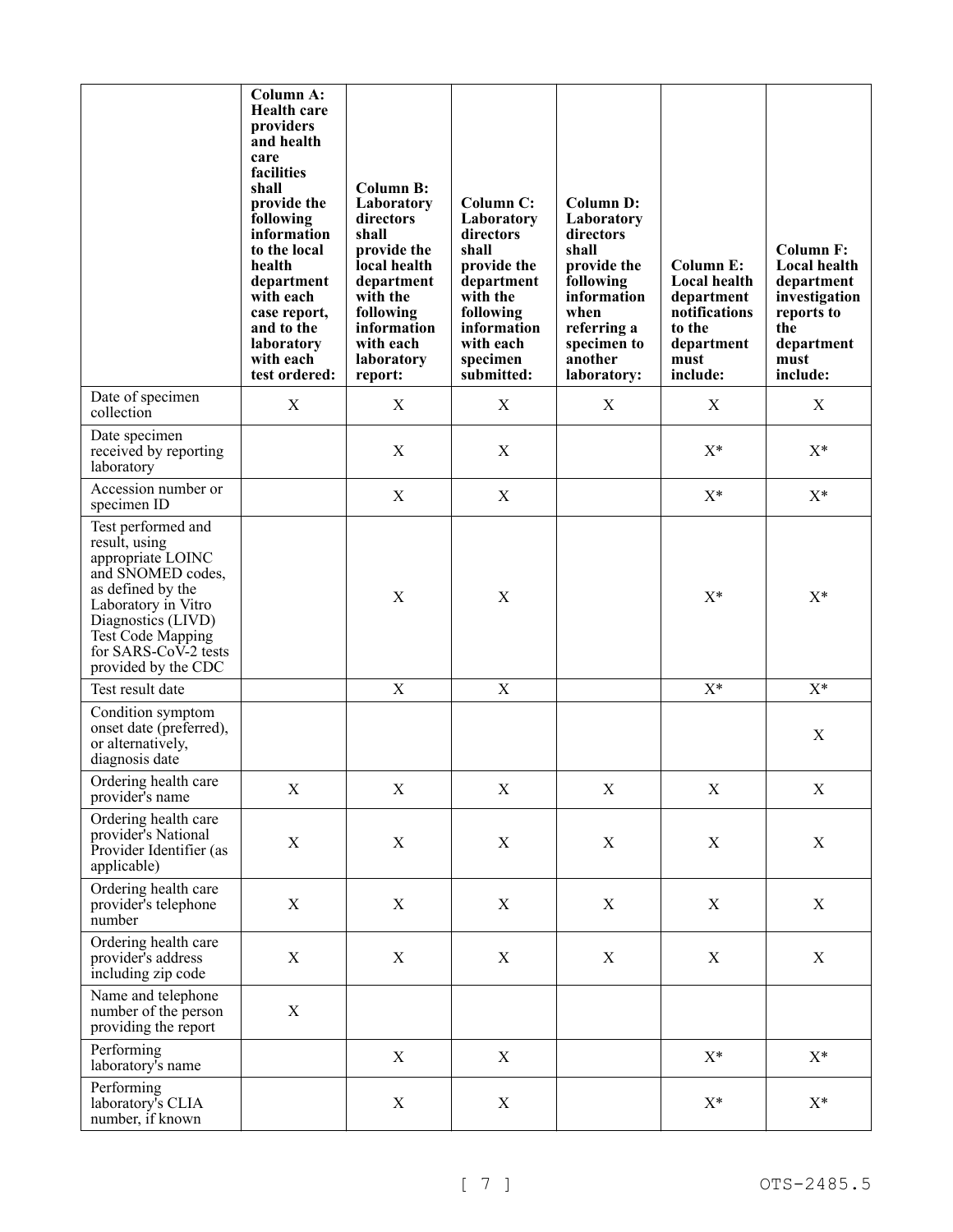| | Column A: Health care providers and health care facilities shall provide the following information to the local health department with each case report, and to the laboratory with each test ordered: | Column B: Laboratory directors shall provide the local health department with the following information with each laboratory report: | Column C: Laboratory directors shall provide the department with the following information with each specimen submitted: | Column D: Laboratory directors shall provide the following information when referring a specimen to another laboratory: | Column E: Local health department notifications to the department must include: | Column F: Local health department investigation reports to the department must include: |
|---|---|---|---|---|---|---|
| Date of specimen collection | X | X | X | X | X | X |
| Date specimen received by reporting laboratory | | X | X | | X* | X* |
| Accession number or specimen ID | | X | X | | X* | X* |
| Test performed and result, using appropriate LOINC and SNOMED codes, as defined by the Laboratory in Vitro Diagnostics (LIVD) Test Code Mapping for SARS-CoV-2 tests provided by the CDC | | X | X | | X* | X* |
| Test result date | | X | X | | X* | X* |
| Condition symptom onset date (preferred), or alternatively, diagnosis date | | | | | | X |
| Ordering health care provider's name | X | X | X | X | X | X |
| Ordering health care provider's National Provider Identifier (as applicable) | X | X | X | X | X | X |
| Ordering health care provider's telephone number | X | X | X | X | X | X |
| Ordering health care provider's address including zip code | X | X | X | X | X | X |
| Name and telephone number of the person providing the report | X | | | | | |
| Performing laboratory's name | | X | X | | X* | X* |
| Performing laboratory's CLIA number, if known | | X | X | | X* | X* |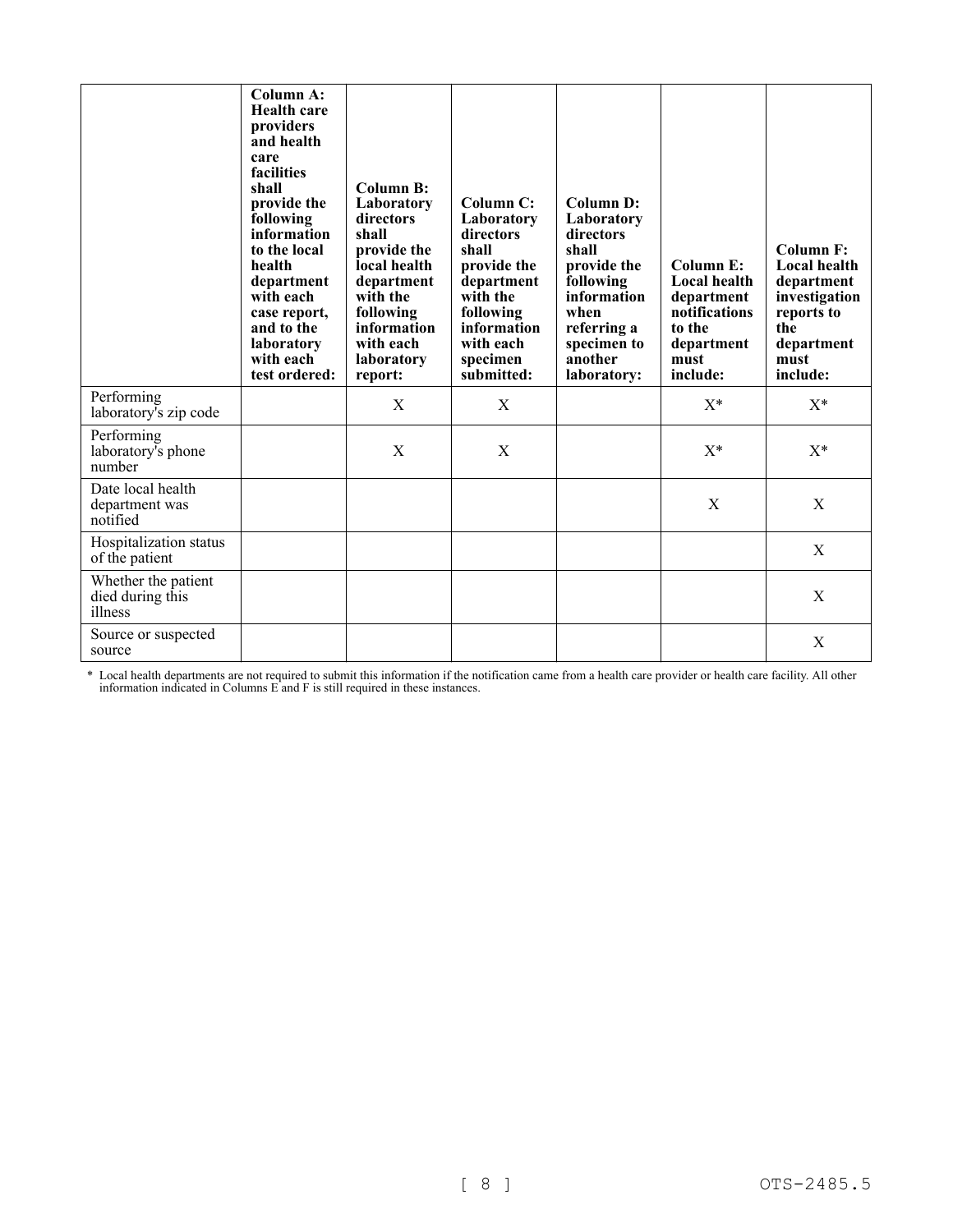| | Column A: Health care providers and health care facilities shall provide the following information to the local health department with each case report, and to the laboratory with each test ordered: | Column B: Laboratory directors shall provide the local health department with the following information with each laboratory report: | Column C: Laboratory directors shall provide the department with the following information with each specimen submitted: | Column D: Laboratory directors shall provide the following information when referring a specimen to another laboratory: | Column E: Local health department notifications to the department must include: | Column F: Local health department investigation reports to the department must include: |
|---|---|---|---|---|---|---|
| Performing laboratory's zip code | | X | X | | X* | X* |
| Performing laboratory's phone number | | X | X | | X* | X* |
| Date local health department was notified | | | | | X | X |
| Hospitalization status of the patient | | | | | | X |
| Whether the patient died during this illness | | | | | | X |
| Source or suspected source | | | | | | X |

\* Local health departments are not required to submit this information if the notification came from a health care provider or health care facility. All other information indicated in Columns E and F is still required in these instances.